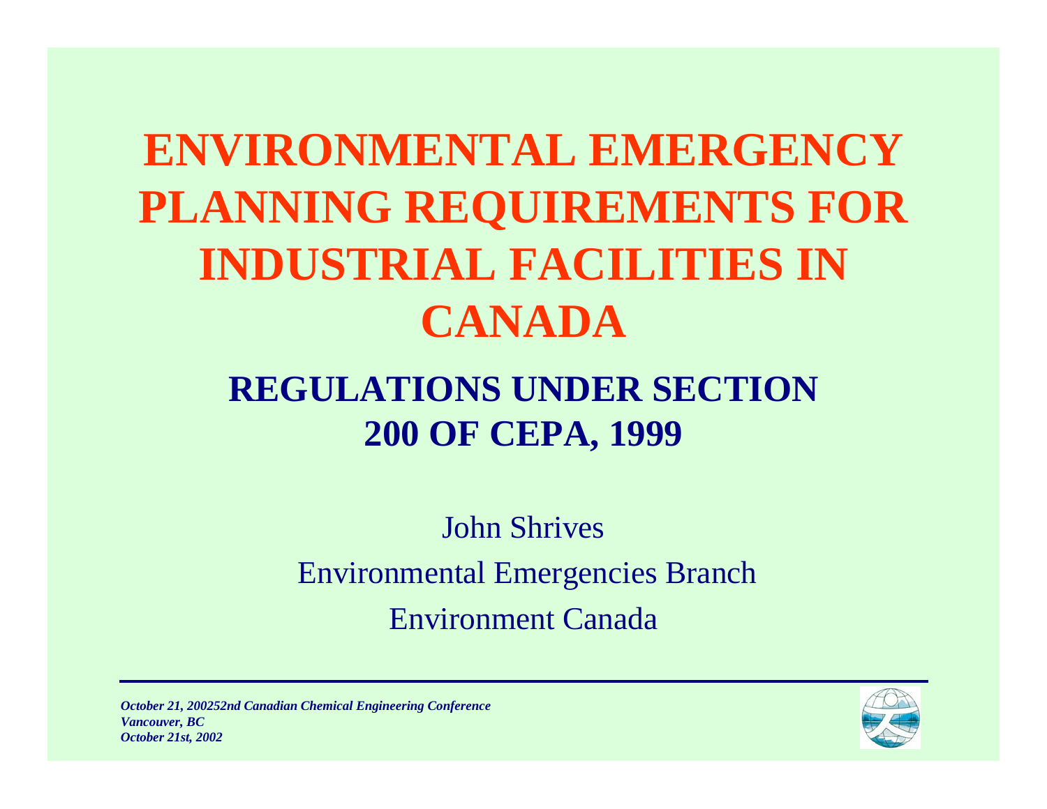# ENVIRONMENTAL EMERGENCY PLANNING REQUIREMENTS FOR INDUSTRIAL FACILITIES IN CANADA

## REGULATIONS UNDER SECTION 200 OF CEPA, 1999

John Shrives

Environmental Emergencies Branch

Environment Canada

***October 21, 200252nd Canadian Chemical Engineering Conference***
***Vancouver, BC***
***October 21st, 2002***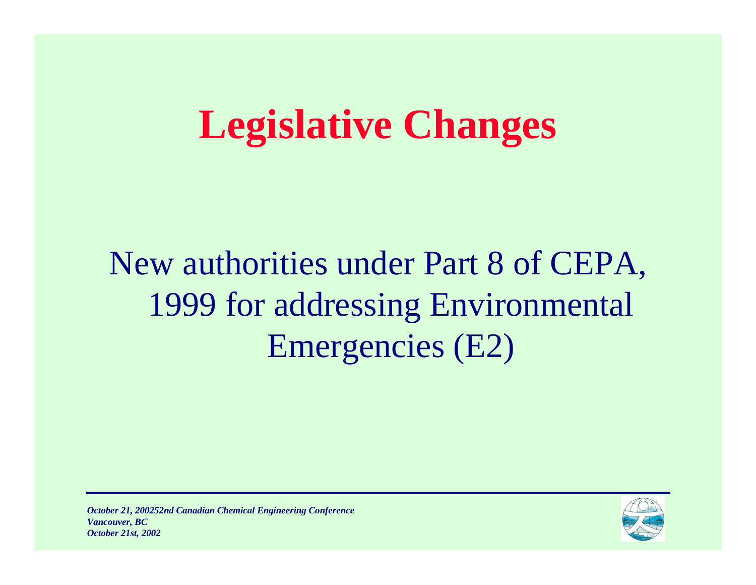# Legislative Changes

New authorities under Part 8 of CEPA, 1999 for addressing Environmental Emergencies (E2)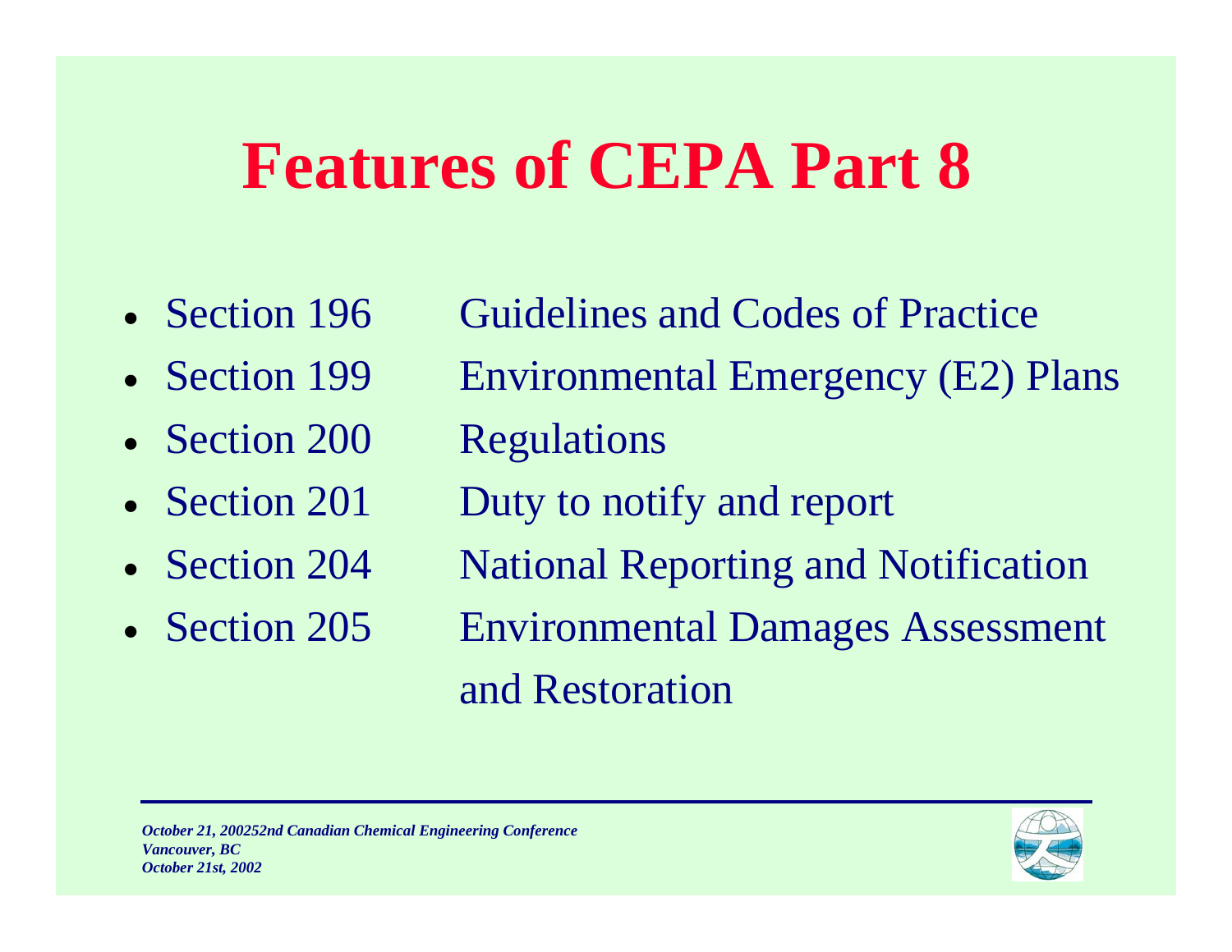# Features of CEPA Part 8

- Section 196 Guidelines and Codes of Practice
- Section 199 Environmental Emergency (E2) Plans
- Section 200 Regulations
- Section 201 Duty to notify and report
- Section 204 National Reporting and Notification
- Section 205 Environmental Damages Assessment and Restoration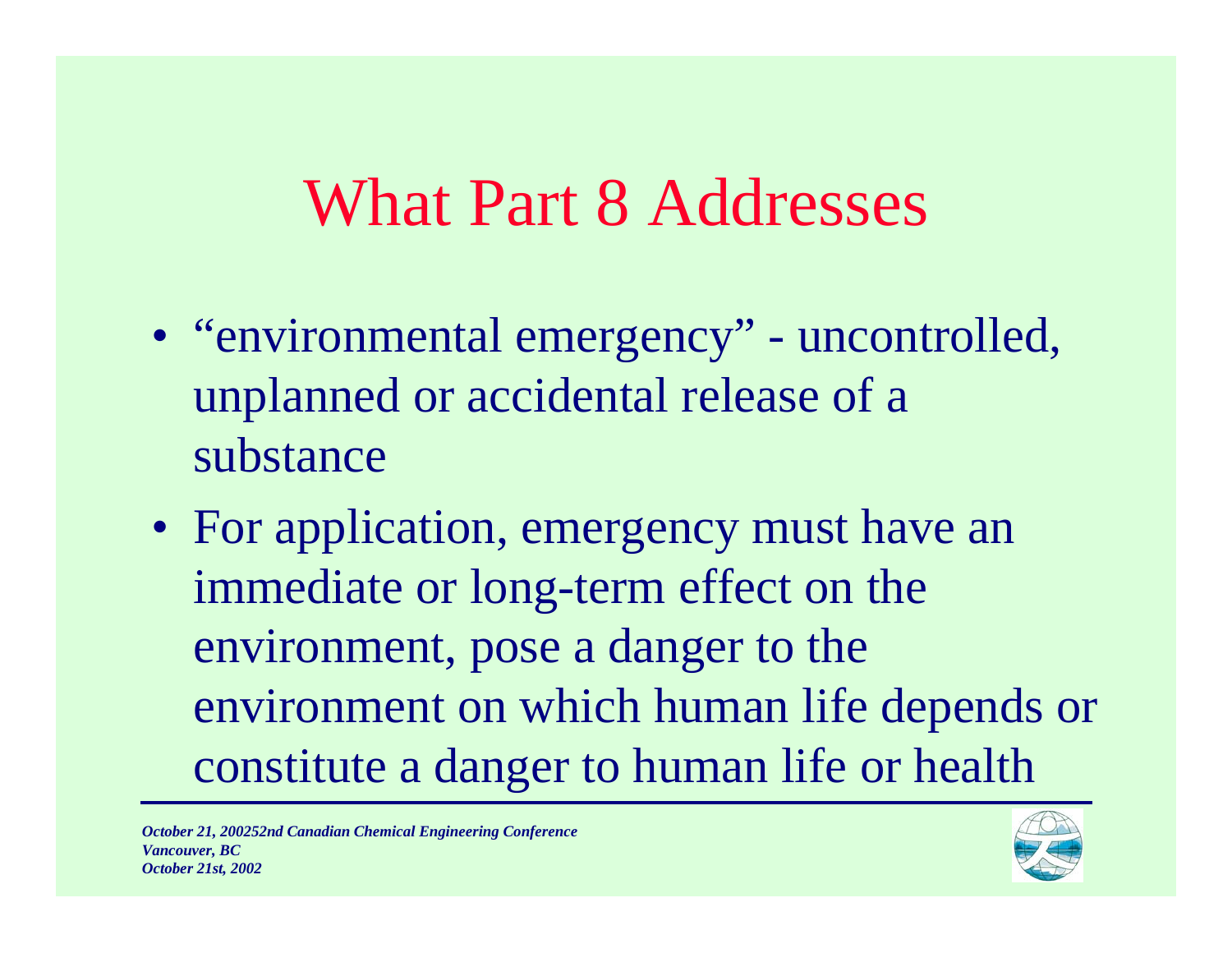# What Part 8 Addresses

- “environmental emergency” - uncontrolled, unplanned or accidental release of a substance
- For application, emergency must have an immediate or long-term effect on the environment, pose a danger to the environment on which human life depends or constitute a danger to human life or health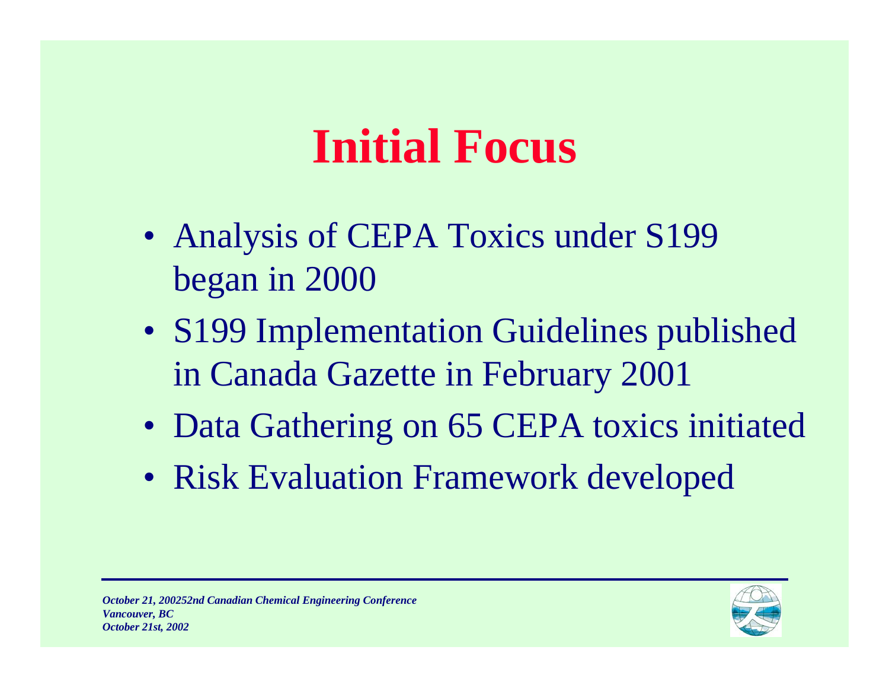# Initial Focus

- Analysis of CEPA Toxics under S199 began in 2000
- S199 Implementation Guidelines published in Canada Gazette in February 2001
- Data Gathering on 65 CEPA toxics initiated
- Risk Evaluation Framework developed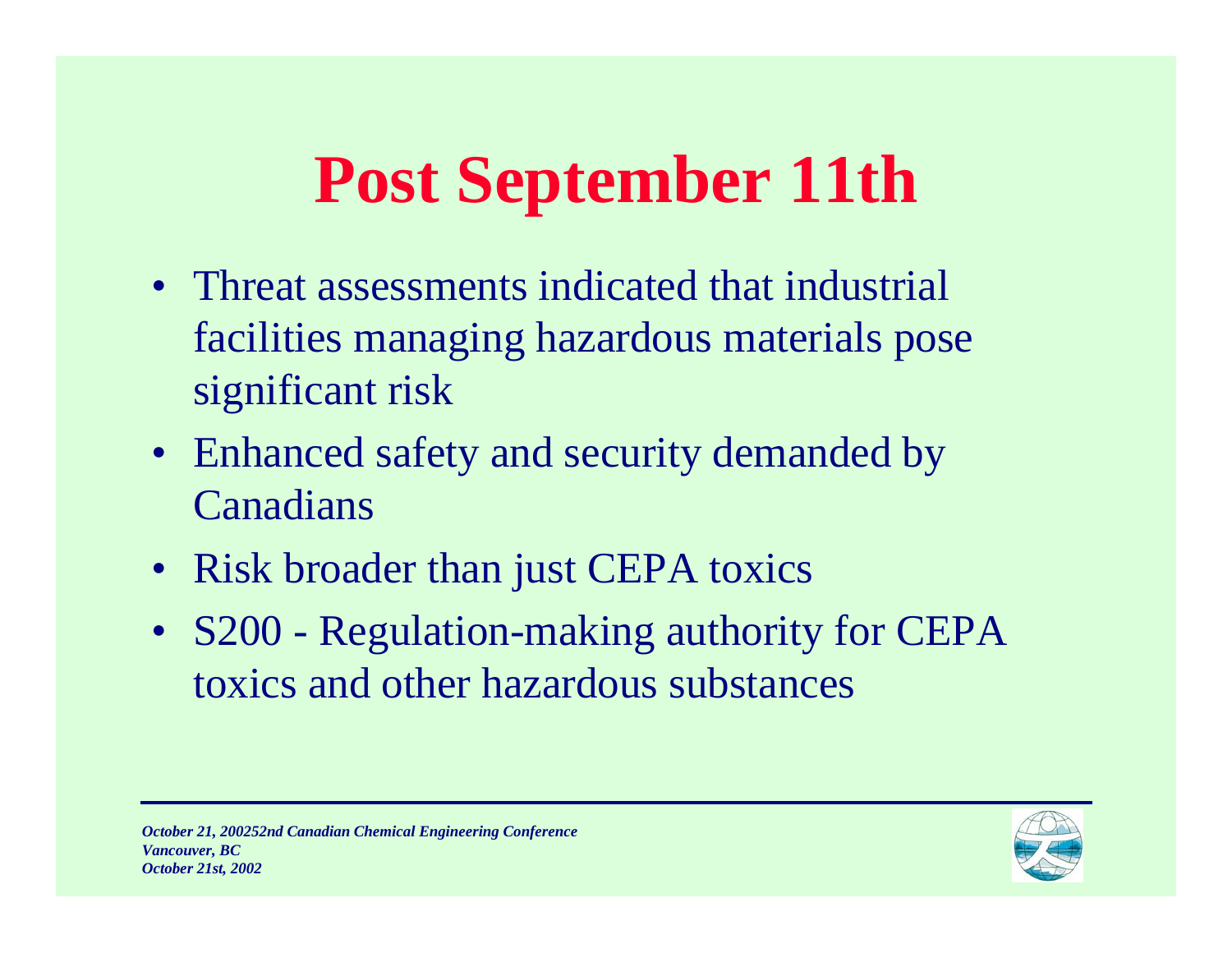# Post September 11th

- Threat assessments indicated that industrial facilities managing hazardous materials pose significant risk
- Enhanced safety and security demanded by Canadians
- Risk broader than just CEPA toxics
- S200 - Regulation-making authority for CEPA toxics and other hazardous substances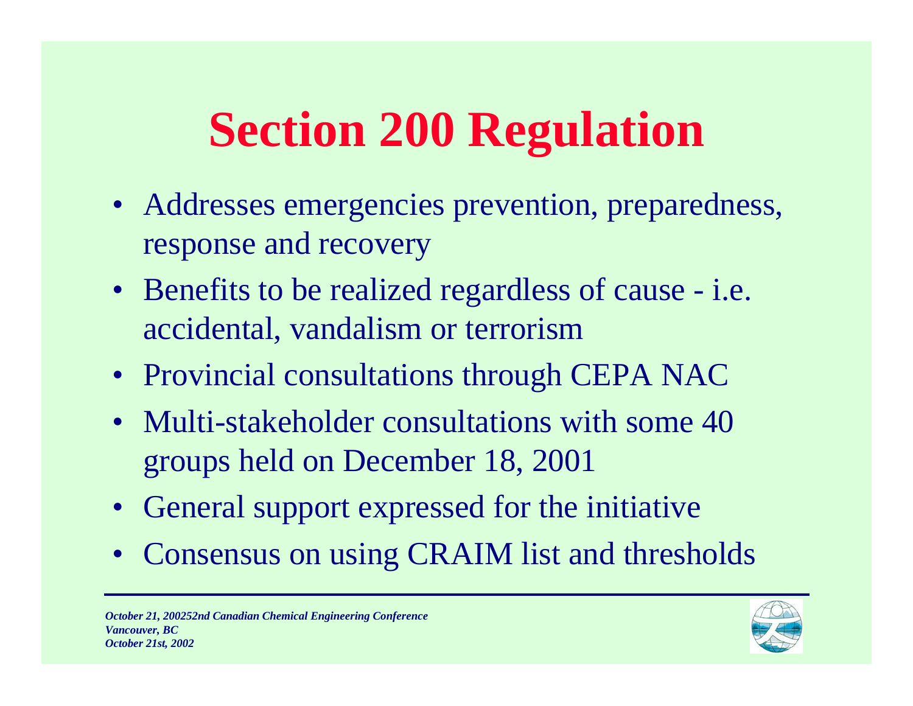# Section 200 Regulation

- Addresses emergencies prevention, preparedness, response and recovery
- Benefits to be realized regardless of cause - i.e. accidental, vandalism or terrorism
- Provincial consultations through CEPA NAC
- Multi-stakeholder consultations with some 40 groups held on December 18, 2001
- General support expressed for the initiative
- Consensus on using CRAIM list and thresholds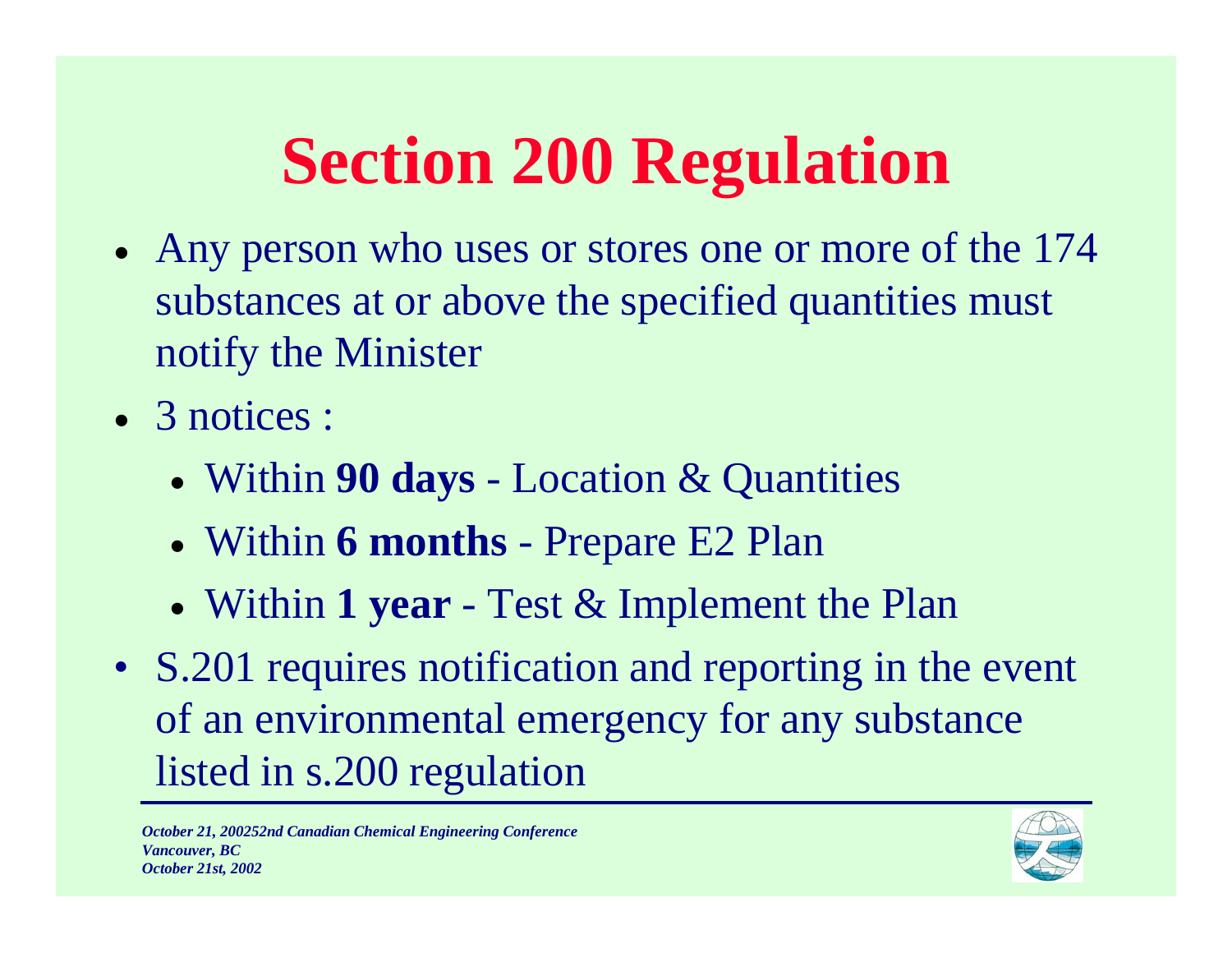# Section 200 Regulation

- Any person who uses or stores one or more of the 174 substances at or above the specified quantities must notify the Minister
- 3 notices :
  - Within **90 days** - Location & Quantities
  - Within **6 months** - Prepare E2 Plan
  - Within **1 year** - Test & Implement the Plan
- S.201 requires notification and reporting in the event of an environmental emergency for any substance listed in s.200 regulation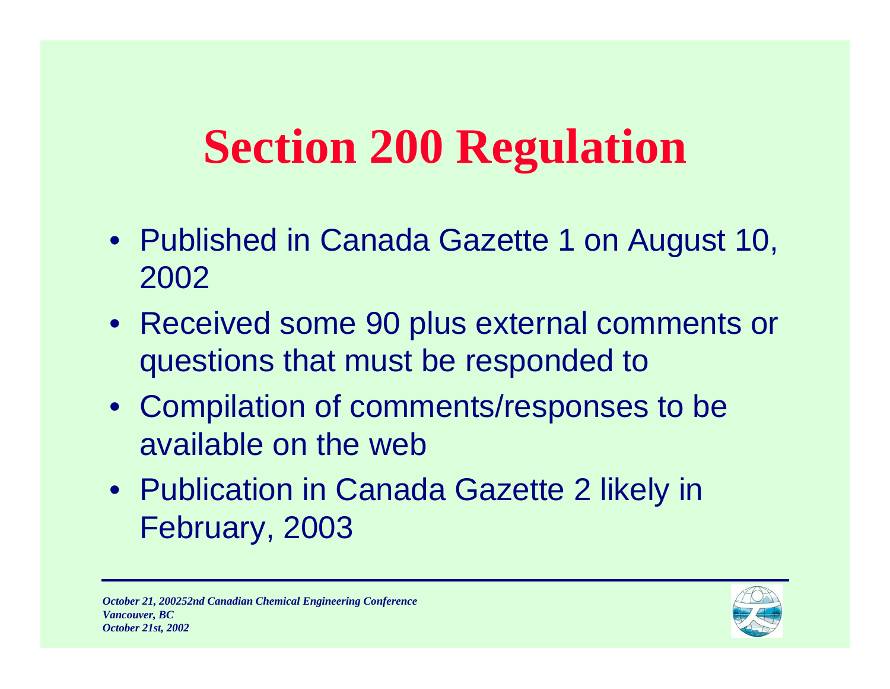# Section 200 Regulation

- Published in Canada Gazette 1 on August 10, 2002
- Received some 90 plus external comments or questions that must be responded to
- Compilation of comments/responses to be available on the web
- Publication in Canada Gazette 2 likely in February, 2003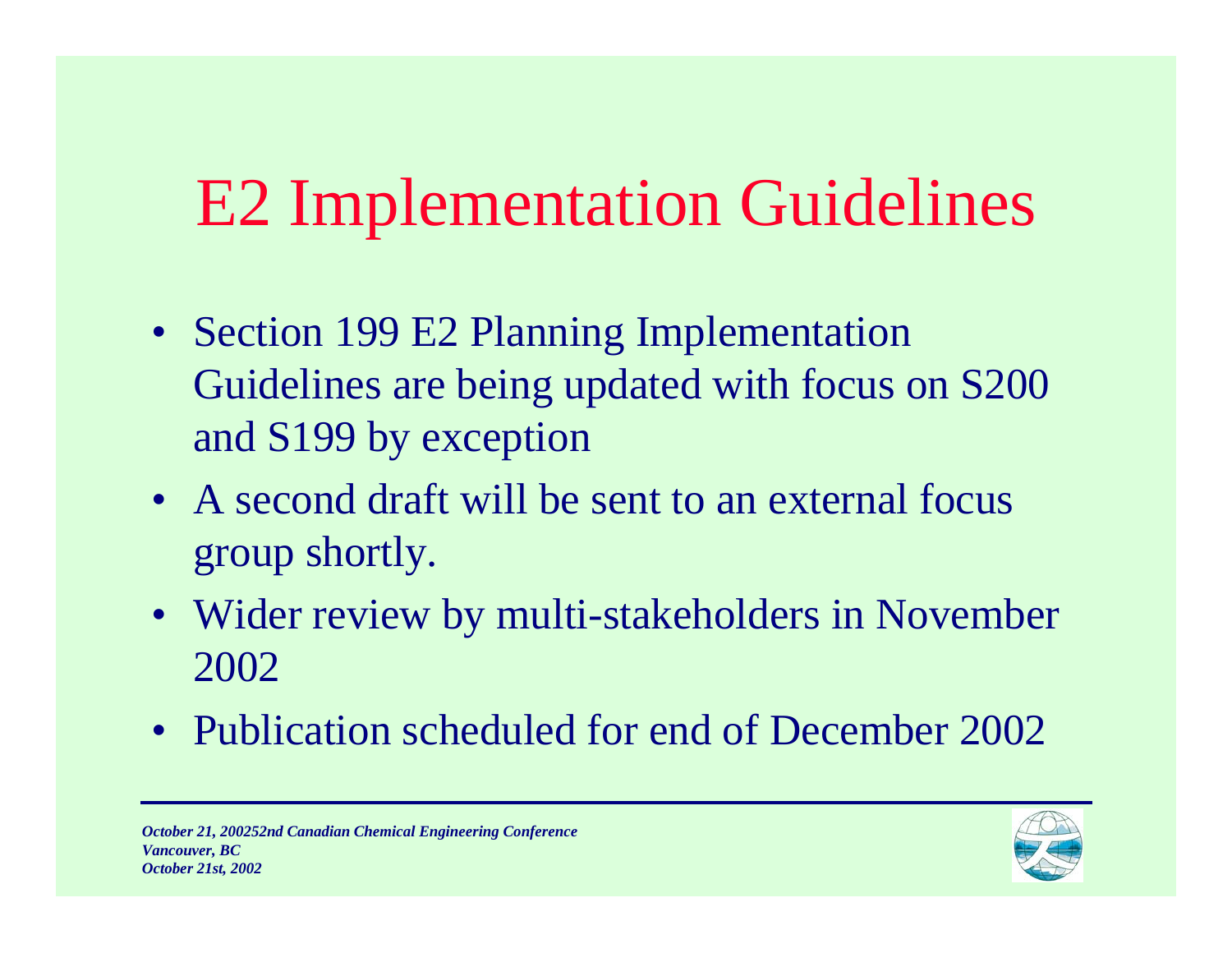# E2 Implementation Guidelines

- Section 199 E2 Planning Implementation Guidelines are being updated with focus on S200 and S199 by exception
- A second draft will be sent to an external focus group shortly.
- Wider review by multi-stakeholders in November 2002
- Publication scheduled for end of December 2002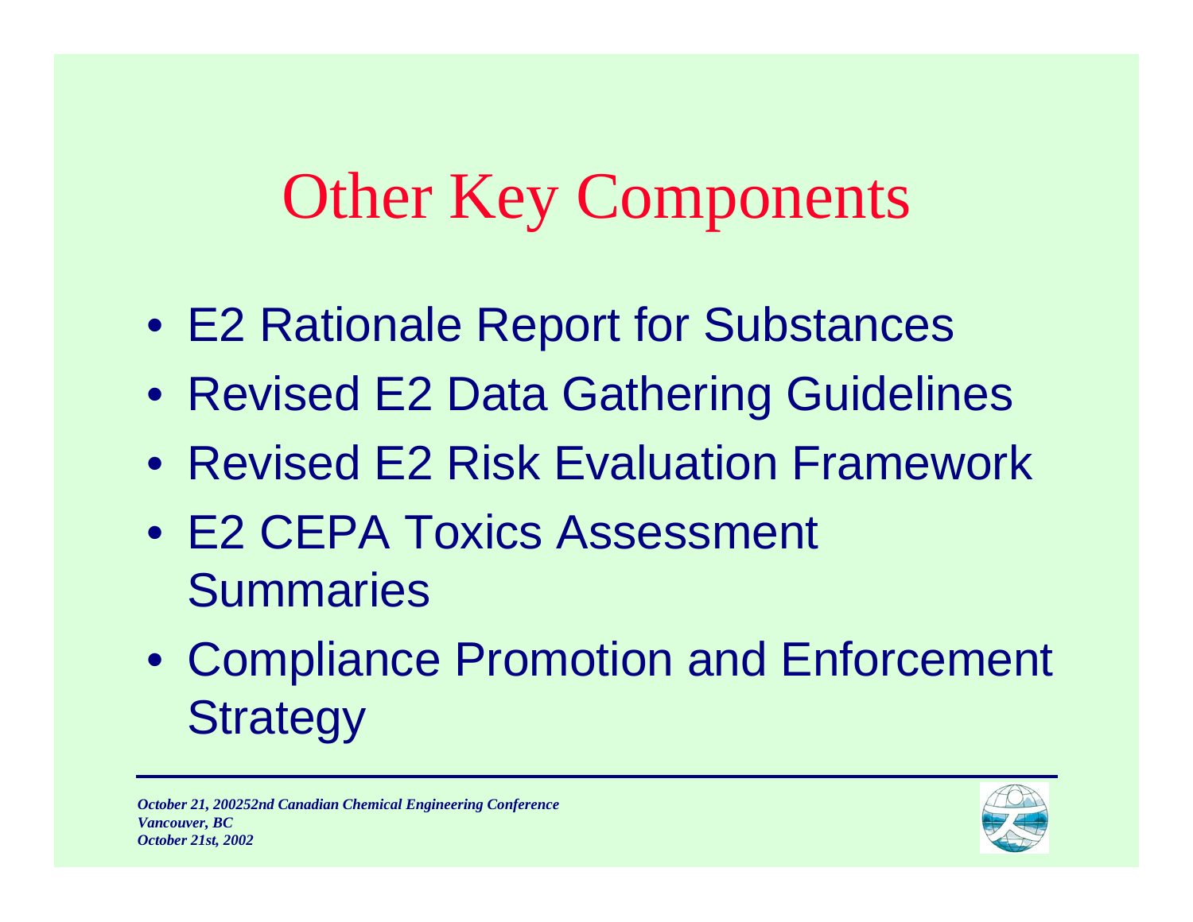# Other Key Components

- E2 Rationale Report for Substances
- Revised E2 Data Gathering Guidelines
- Revised E2 Risk Evaluation Framework
- E2 CEPA Toxics Assessment Summaries
- Compliance Promotion and Enforcement Strategy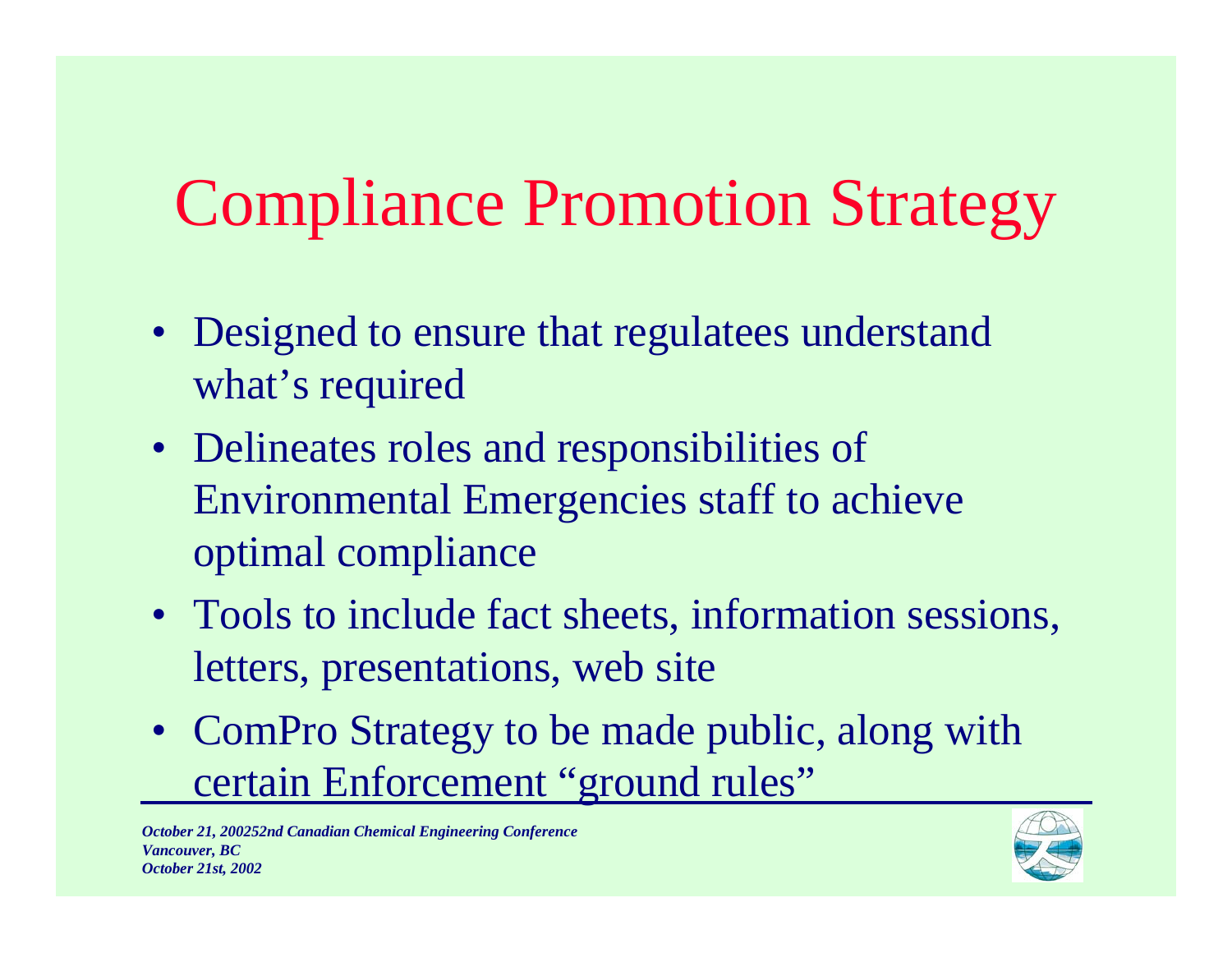# Compliance Promotion Strategy

- Designed to ensure that regulatees understand what's required
- Delineates roles and responsibilities of Environmental Emergencies staff to achieve optimal compliance
- Tools to include fact sheets, information sessions, letters, presentations, web site
- ComPro Strategy to be made public, along with certain Enforcement "ground rules"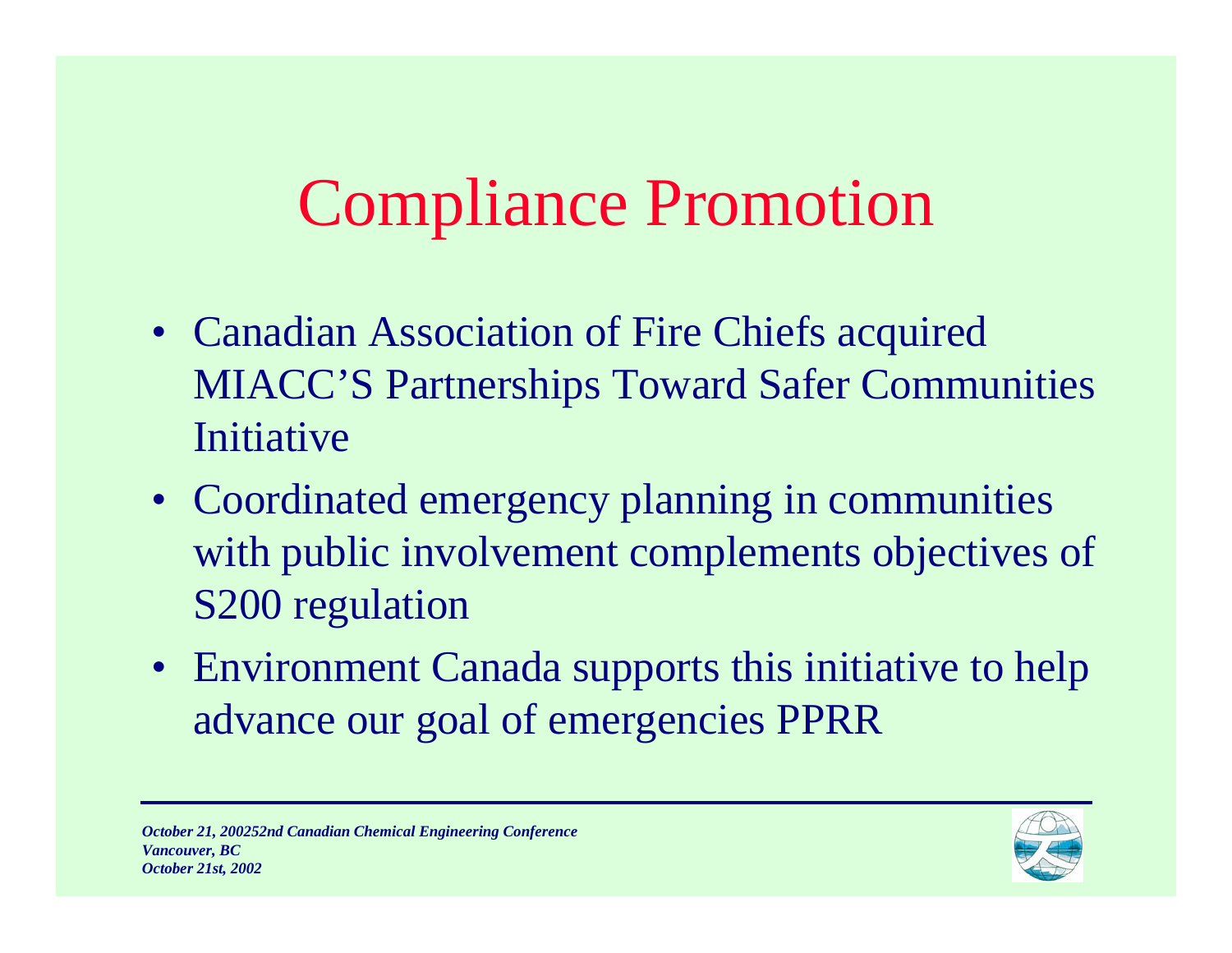# Compliance Promotion

- Canadian Association of Fire Chiefs acquired MIACC'S Partnerships Toward Safer Communities Initiative
- Coordinated emergency planning in communities with public involvement complements objectives of S200 regulation
- Environment Canada supports this initiative to help advance our goal of emergencies PPRR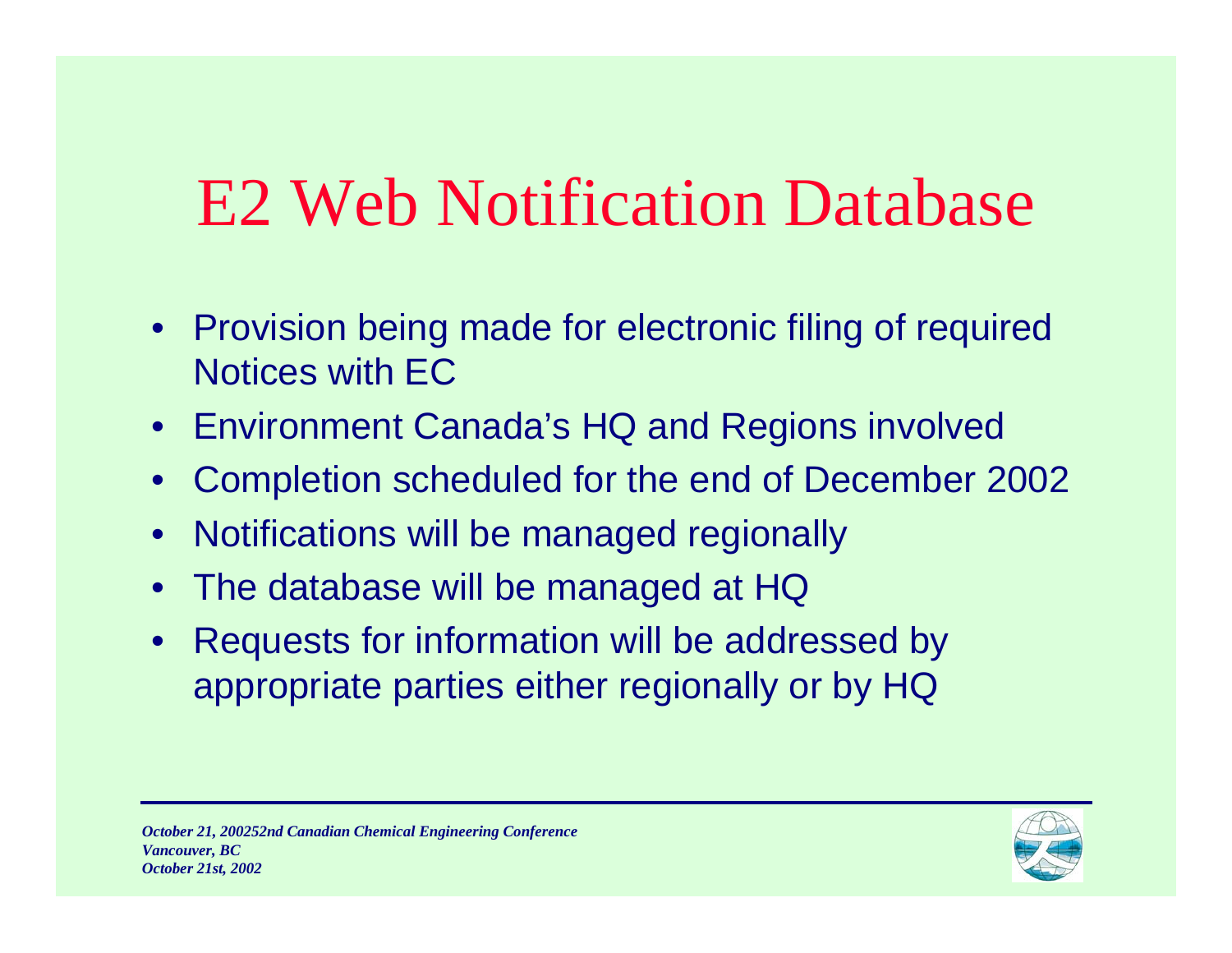# E2 Web Notification Database

- Provision being made for electronic filing of required Notices with EC
- Environment Canada's HQ and Regions involved
- Completion scheduled for the end of December 2002
- Notifications will be managed regionally
- The database will be managed at HQ
- Requests for information will be addressed by appropriate parties either regionally or by HQ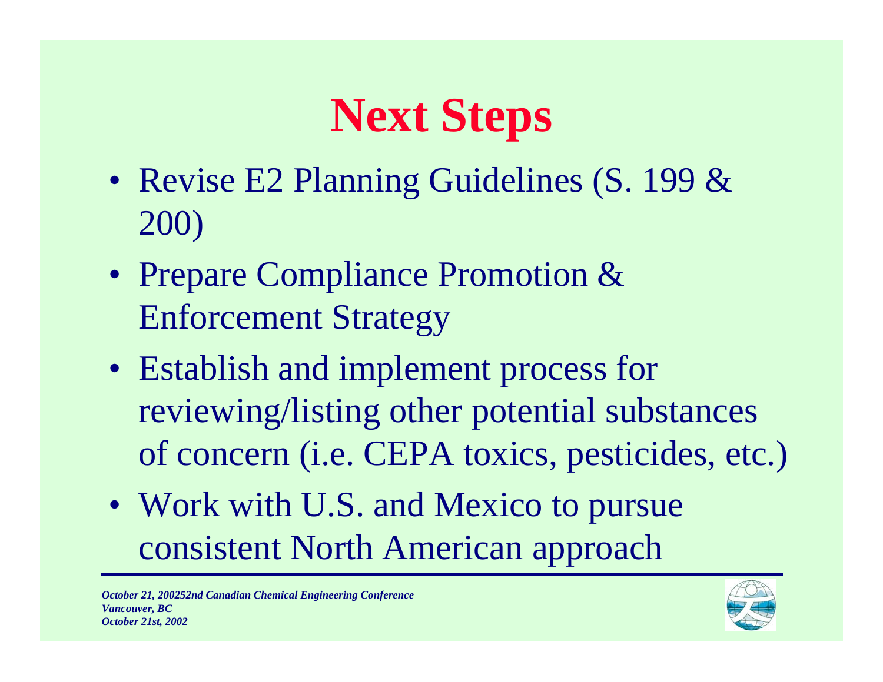# Next Steps

- Revise E2 Planning Guidelines (S. 199 & 200)
- Prepare Compliance Promotion & Enforcement Strategy
- Establish and implement process for reviewing/listing other potential substances of concern (i.e. CEPA toxics, pesticides, etc.)
- Work with U.S. and Mexico to pursue consistent North American approach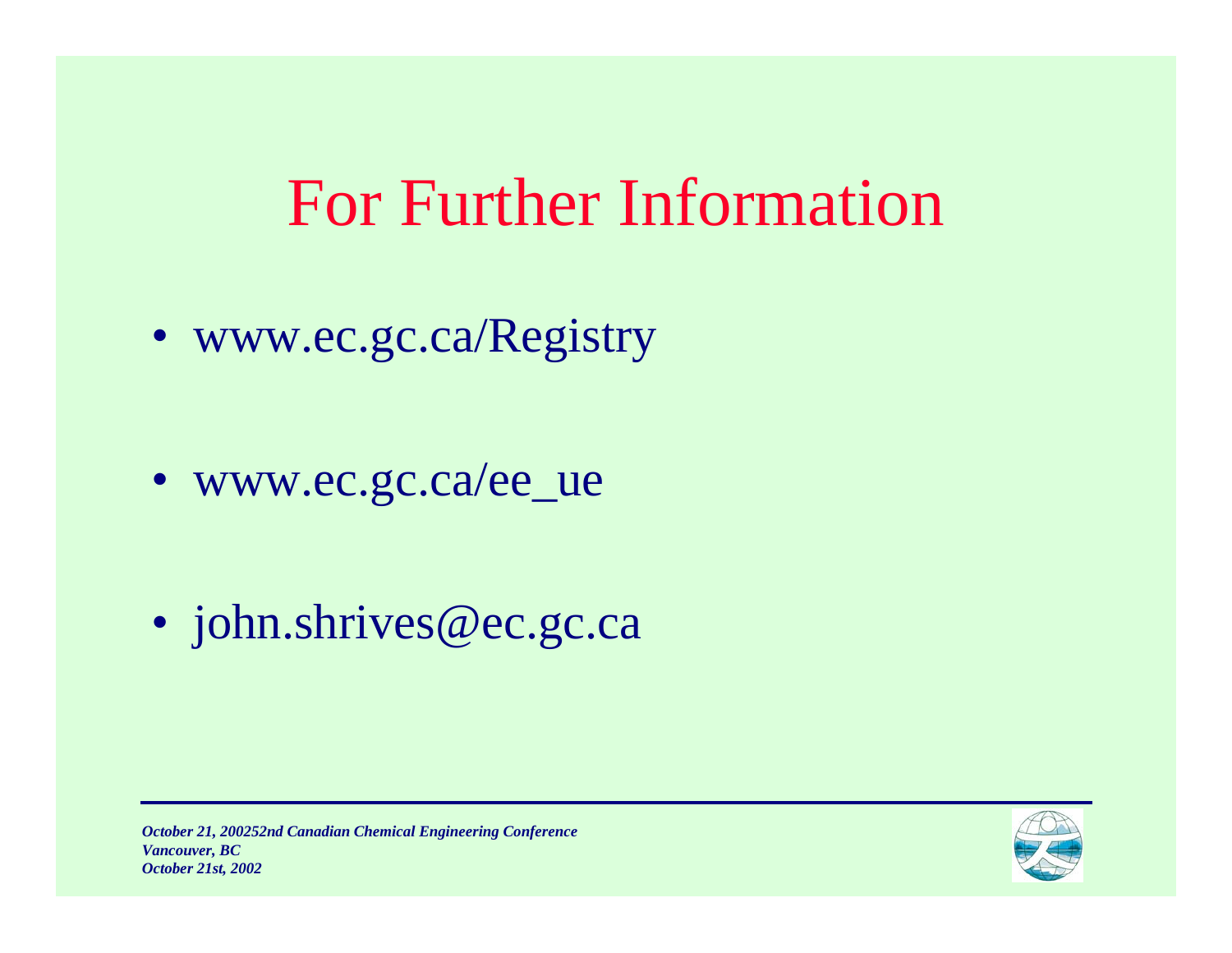# For Further Information

- www.ec.gc.ca/Registry
- www.ec.gc.ca/ee_ue
- john.shrives@ec.gc.ca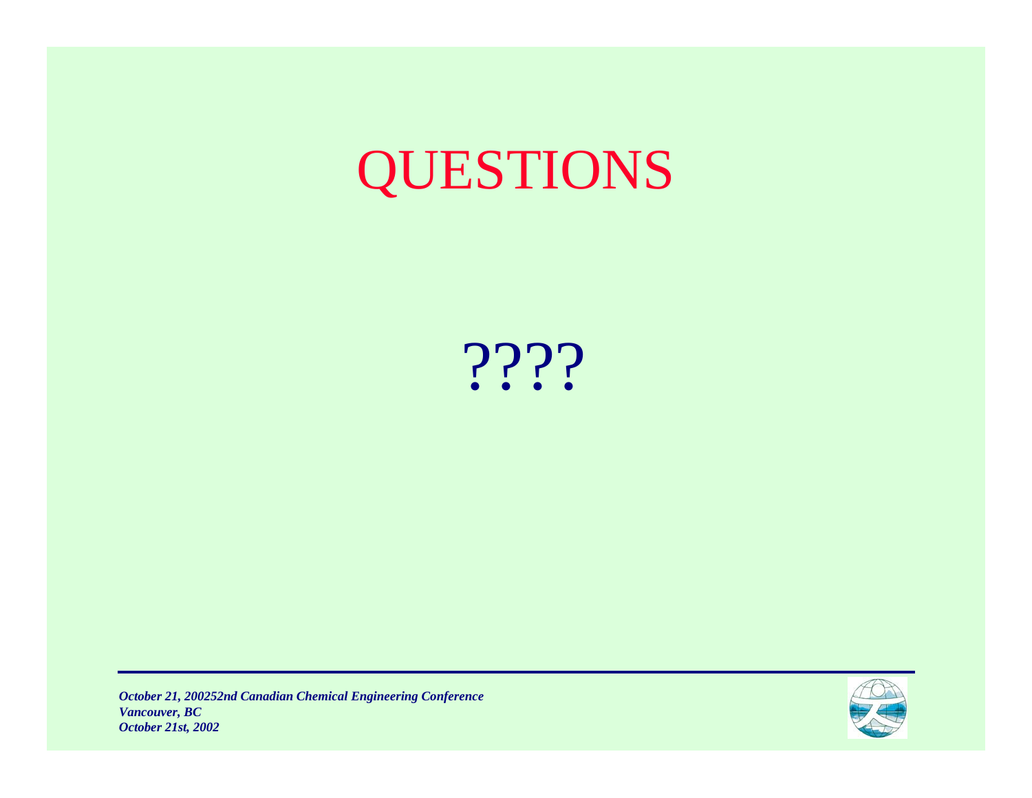# QUESTIONS

????